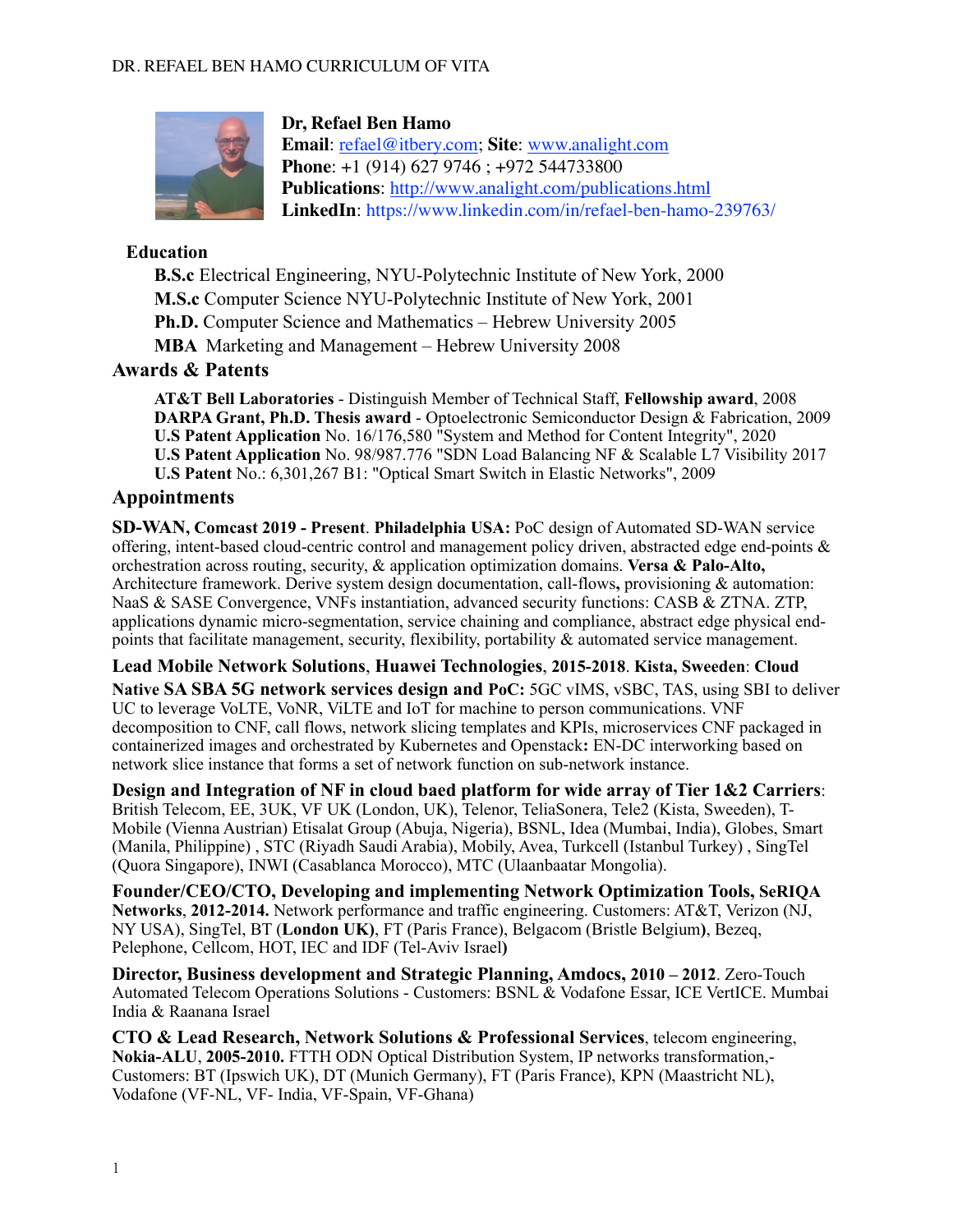**Dr, Refael Ben Hamo**
**Email**: refael@itbery.com; **Site**: www.analight.com
**Phone**: +1 (914) 627 9746 ; +972 544733800
**Publications**: http://www.analight.com/publications.html
**LinkedIn**: https://www.linkedin.com/in/refael-ben-hamo-239763/

## Education

**B.S.c** Electrical Engineering, NYU-Polytechnic Institute of New York, 2000
**M.S.c** Computer Science NYU-Polytechnic Institute of New York, 2001
**Ph.D.** Computer Science and Mathematics – Hebrew University 2005
**MBA** Marketing and Management – Hebrew University 2008

## Awards & Patents

**AT&T Bell Laboratories** - Distinguish Member of Technical Staff, **Fellowship award**, 2008
**DARPA Grant, Ph.D. Thesis award** - Optoelectronic Semiconductor Design & Fabrication, 2009
**U.S Patent Application** No. 16/176,580 "System and Method for Content Integrity", 2020
**U.S Patent Application** No. 98/987.776 "SDN Load Balancing NF & Scalable L7 Visibility 2017
**U.S Patent** No.: 6,301,267 B1: "Optical Smart Switch in Elastic Networks", 2009

## Appointments

**SD-WAN, Comcast 2019 - Present**. **Philadelphia USA:** PoC design of Automated SD-WAN service offering, intent-based cloud-centric control and management policy driven, abstracted edge end-points & orchestration across routing, security, & application optimization domains. **Versa & Palo-Alto,** Architecture framework. Derive system design documentation, call-flows**,** provisioning & automation: NaaS & SASE Convergence, VNFs instantiation, advanced security functions: CASB & ZTNA. ZTP, applications dynamic micro-segmentation, service chaining and compliance, abstract edge physical end-points that facilitate management, security, flexibility, portability & automated service management.

**Lead Mobile Network Solutions**, **Huawei Technologies**, **2015-2018**. **Kista, Sweeden**: **Cloud Native SA SBA 5G network services design and PoC:** 5GC vIMS, vSBC, TAS, using SBI to deliver UC to leverage VoLTE, VoNR, ViLTE and IoT for machine to person communications. VNF decomposition to CNF, call flows, network slicing templates and KPIs, microservices CNF packaged in containerized images and orchestrated by Kubernetes and Openstack**:** EN-DC interworking based on network slice instance that forms a set of network function on sub-network instance.

**Design and Integration of NF in cloud baed platform for wide array of Tier 1&2 Carriers**: British Telecom, EE, 3UK, VF UK (London, UK), Telenor, TeliaSonera, Tele2 (Kista, Sweeden), T-Mobile (Vienna Austrian) Etisalat Group (Abuja, Nigeria), BSNL, Idea (Mumbai, India), Globes, Smart (Manila, Philippine) , STC (Riyadh Saudi Arabia), Mobily, Avea, Turkcell (Istanbul Turkey) , SingTel (Quora Singapore), INWI (Casablanca Morocco), MTC (Ulaanbaatar Mongolia).

**Founder/CEO/CTO, Developing and implementing Network Optimization Tools, SeRIQA Networks**, **2012-2014.** Network performance and traffic engineering. Customers: AT&T, Verizon (NJ, NY USA), SingTel, BT (**London UK)**, FT (Paris France), Belgacom (Bristle Belgium**)**, Bezeq, Pelephone, Cellcom, HOT, IEC and IDF (Tel-Aviv Israel**)**

**Director, Business development and Strategic Planning, Amdocs, 2010 – 2012**. Zero-Touch Automated Telecom Operations Solutions - Customers: BSNL & Vodafone Essar, ICE VertICE. Mumbai India & Raanana Israel

**CTO & Lead Research, Network Solutions & Professional Services**, telecom engineering, **Nokia-ALU**, **2005-2010.** FTTH ODN Optical Distribution System, IP networks transformation,- Customers: BT (Ipswich UK), DT (Munich Germany), FT (Paris France), KPN (Maastricht NL), Vodafone (VF-NL, VF- India, VF-Spain, VF-Ghana)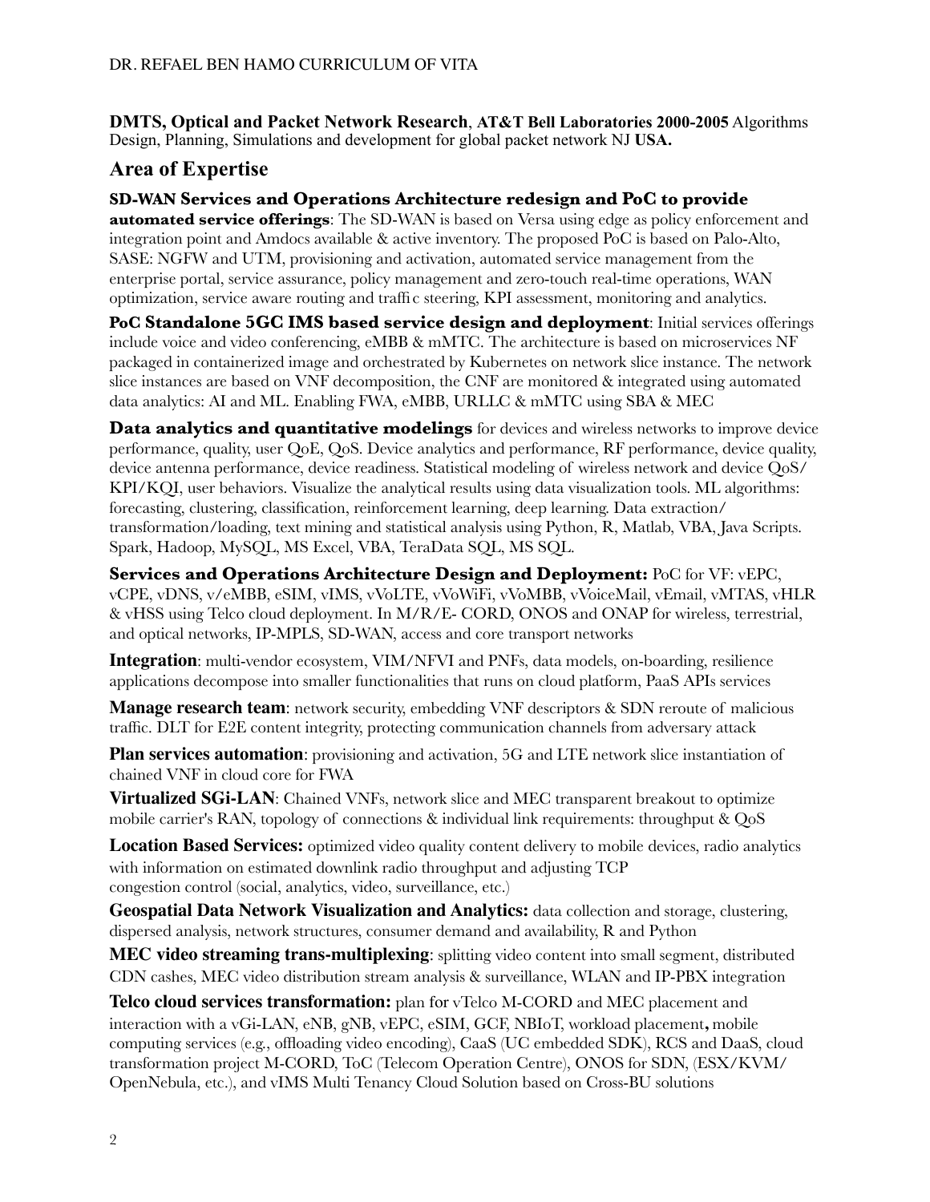**DMTS, Optical and Packet Network Research**, **AT&T Bell Laboratories 2000-2005** Algorithms Design, Planning, Simulations and development for global packet network NJ **USA.**

## Area of Expertise

**SD-WAN Services and Operations Architecture redesign and PoC to provide automated service offerings**: The SD-WAN is based on Versa using edge as policy enforcement and integration point and Amdocs available & active inventory. The proposed PoC is based on Palo-Alto, SASE: NGFW and UTM, provisioning and activation, automated service management from the enterprise portal, service assurance, policy management and zero-touch real-time operations, WAN optimization, service aware routing and traffic steering, KPI assessment, monitoring and analytics.

**PoC Standalone 5GC IMS based service design and deployment**: Initial services offerings include voice and video conferencing, eMBB & mMTC. The architecture is based on microservices NF packaged in containerized image and orchestrated by Kubernetes on network slice instance. The network slice instances are based on VNF decomposition, the CNF are monitored & integrated using automated data analytics: AI and ML. Enabling FWA, eMBB, URLLC & mMTC using SBA & MEC

**Data analytics and quantitative modelings** for devices and wireless networks to improve device performance, quality, user QoE, QoS. Device analytics and performance, RF performance, device quality, device antenna performance, device readiness. Statistical modeling of wireless network and device QoS/ KPI/KQI, user behaviors. Visualize the analytical results using data visualization tools. ML algorithms: forecasting, clustering, classification, reinforcement learning, deep learning. Data extraction/ transformation/loading, text mining and statistical analysis using Python, R, Matlab, VBA, Java Scripts. Spark, Hadoop, MySQL, MS Excel, VBA, TeraData SQL, MS SQL.

**Services and Operations Architecture Design and Deployment:** PoC for VF: vEPC, vCPE, vDNS, v/eMBB, eSIM, vIMS, vVoLTE, vVoWiFi, vVoMBB, vVoiceMail, vEmail, vMTAS, vHLR & vHSS using Telco cloud deployment. In M/R/E- CORD, ONOS and ONAP for wireless, terrestrial, and optical networks, IP-MPLS, SD-WAN, access and core transport networks

**Integration**: multi-vendor ecosystem, VIM/NFVI and PNFs, data models, on-boarding, resilience applications decompose into smaller functionalities that runs on cloud platform, PaaS APIs services

**Manage research team**: network security, embedding VNF descriptors & SDN reroute of malicious traffic. DLT for E2E content integrity, protecting communication channels from adversary attack

**Plan services automation**: provisioning and activation, 5G and LTE network slice instantiation of chained VNF in cloud core for FWA

**Virtualized SGi-LAN**: Chained VNFs, network slice and MEC transparent breakout to optimize mobile carrier's RAN, topology of connections & individual link requirements: throughput & QoS

**Location Based Services:** optimized video quality content delivery to mobile devices, radio analytics with information on estimated downlink radio throughput and adjusting TCP congestion control (social, analytics, video, surveillance, etc.)

**Geospatial Data Network Visualization and Analytics:** data collection and storage, clustering, dispersed analysis, network structures, consumer demand and availability, R and Python

**MEC video streaming trans-multiplexing**: splitting video content into small segment, distributed CDN cashes, MEC video distribution stream analysis & surveillance, WLAN and IP-PBX integration

**Telco cloud services transformation:** plan for vTelco M-CORD and MEC placement and interaction with a vGi-LAN, eNB, gNB, vEPC, eSIM, GCF, NBIoT, workload placement**,** mobile computing services (e.g., offloading video encoding), CaaS (UC embedded SDK), RCS and DaaS, cloud transformation project M-CORD, ToC (Telecom Operation Centre), ONOS for SDN, (ESX/KVM/ OpenNebula, etc.), and vIMS Multi Tenancy Cloud Solution based on Cross-BU solutions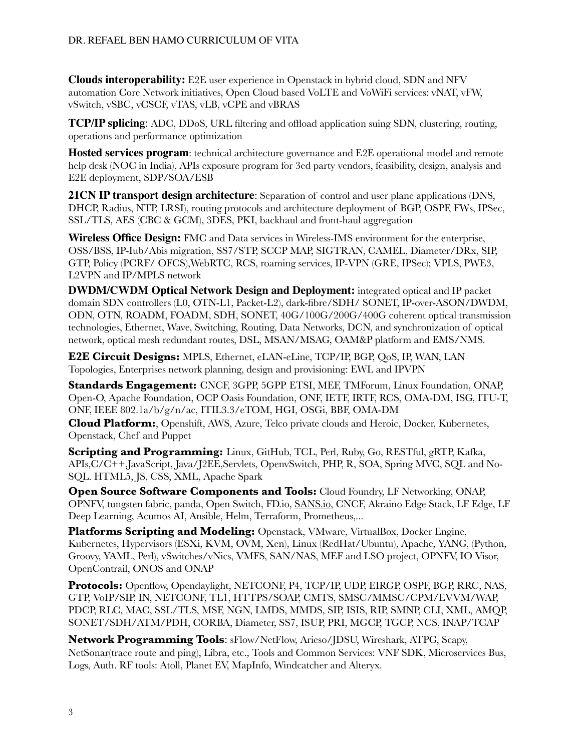**Clouds interoperability:** E2E user experience in Openstack in hybrid cloud, SDN and NFV automation Core Network initiatives, Open Cloud based VoLTE and VoWiFi services: vNAT, vFW, vSwitch, vSBC, vCSCF, vTAS, vLB, vCPE and vBRAS

**TCP/IP splicing**: ADC, DDoS, URL filtering and offload application suing SDN, clustering, routing, operations and performance optimization

**Hosted services program**: technical architecture governance and E2E operational model and remote help desk (NOC in India), APIs exposure program for 3ed party vendors, feasibility, design, analysis and E2E deployment, SDP/SOA/ESB

**21CN IP transport design architecture**: Separation of control and user plane applications (DNS, DHCP, Radius, NTP, LRSI), routing protocols and architecture deployment of BGP, OSPF, FWs, IPSec, SSL/TLS, AES (CBC & GCM), 3DES, PKI, backhaul and front-haul aggregation

**Wireless Office Design:** FMC and Data services in Wireless-IMS environment for the enterprise, OSS/BSS, IP-Iub/Abis migration, SS7/STP, SCCP MAP, SIGTRAN, CAMEL, Diameter/DRx, SIP, GTP, Policy (PCRF/ OFCS),WebRTC, RCS, roaming services, IP-VPN (GRE, IPSec); VPLS, PWE3, L2VPN and IP/MPLS network

**DWDM/CWDM Optical Network Design and Deployment:** integrated optical and IP packet domain SDN controllers (L0, OTN-L1, Packet-L2), dark-fibre/SDH/ SONET, IP-over-ASON/DWDM, ODN, OTN, ROADM, FOADM, SDH, SONET, 40G/100G/200G/400G coherent optical transmission technologies, Ethernet, Wave, Switching, Routing, Data Networks, DCN, and synchronization of optical network, optical mesh redundant routes, DSL, MSAN/MSAG, OAM&P platform and EMS/NMS.

**E2E Circuit Designs:** MPLS, Ethernet, eLAN-eLine, TCP/IP, BGP, QoS, IP, WAN, LAN Topologies, Enterprises network planning, design and provisioning: EWL and IPVPN

**Standards Engagement:** CNCF, 3GPP, 5GPP ETSI, MEF, TMForum, Linux Foundation, ONAP, Open-O, Apache Foundation, OCP Oasis Foundation, ONF, IETF, IRTF, RCS, OMA-DM, ISG, ITU-T, ONF, IEEE 802.1a/b/g/n/ac, ITIL3.3/eTOM, HGI, OSGi, BBF, OMA-DM

**Cloud Platform:**, Openshift, AWS, Azure, Telco private clouds and Heroic, Docker, Kubernetes, Openstack, Chef and Puppet

**Scripting and Programming:** Linux, GitHub, TCL, Perl, Ruby, Go, RESTful, gRTP, Kafka, APIs,C/C++,JavaScript, Java/J2EE,Servlets, OpenvSwitch, PHP, R, SOA, Spring MVC, SQL and No-SQL. HTML5, JS, CSS, XML, Apache Spark

**Open Source Software Components and Tools:** Cloud Foundry, LF Networking, ONAP, OPNFV, tungsten fabric, panda, Open Switch, FD.io, SANS.io, CNCF, Akraino Edge Stack, LF Edge, LF Deep Learning, Acumos AI, Ansible, Helm, Terraform, Prometheus,...

**Platforms Scripting and Modeling:** Openstack, VMware, VirtualBox, Docker Engine, Kubernetes, Hypervisors (ESXi, KVM, OVM, Xen), Linux (RedHat/Ubuntu), Apache, YANG, (Python, Groovy, YAML, Perl), vSwitches/vNics, VMFS, SAN/NAS, MEF and LSO project, OPNFV, IO Visor, OpenContrail, ONOS and ONAP

**Protocols:** Openflow, Opendaylight, NETCONF, P4, TCP/IP, UDP, EIRGP, OSPF, BGP, RRC, NAS, GTP, VoIP/SIP, IN, NETCONF, TL1, HTTPS/SOAP, CMTS, SMSC/MMSC/CPM/EVVM/WAP, PDCP, RLC, MAC, SSL/TLS, MSF, NGN, LMDS, MMDS, SIP, ISIS, RIP, SMNP, CLI, XML, AMQP, SONET/SDH/ATM/PDH, CORBA, Diameter, SS7, ISUP, PRI, MGCP, TGCP, NCS, INAP/TCAP

**Network Programming Tools**: sFlow/NetFlow, Arieso/JDSU, Wireshark, ATPG, Scapy, NetSonar(trace route and ping), Libra, etc., Tools and Common Services: VNF SDK, Microservices Bus, Logs, Auth. RF tools: Atoll, Planet EV, MapInfo, Windcatcher and Alteryx.